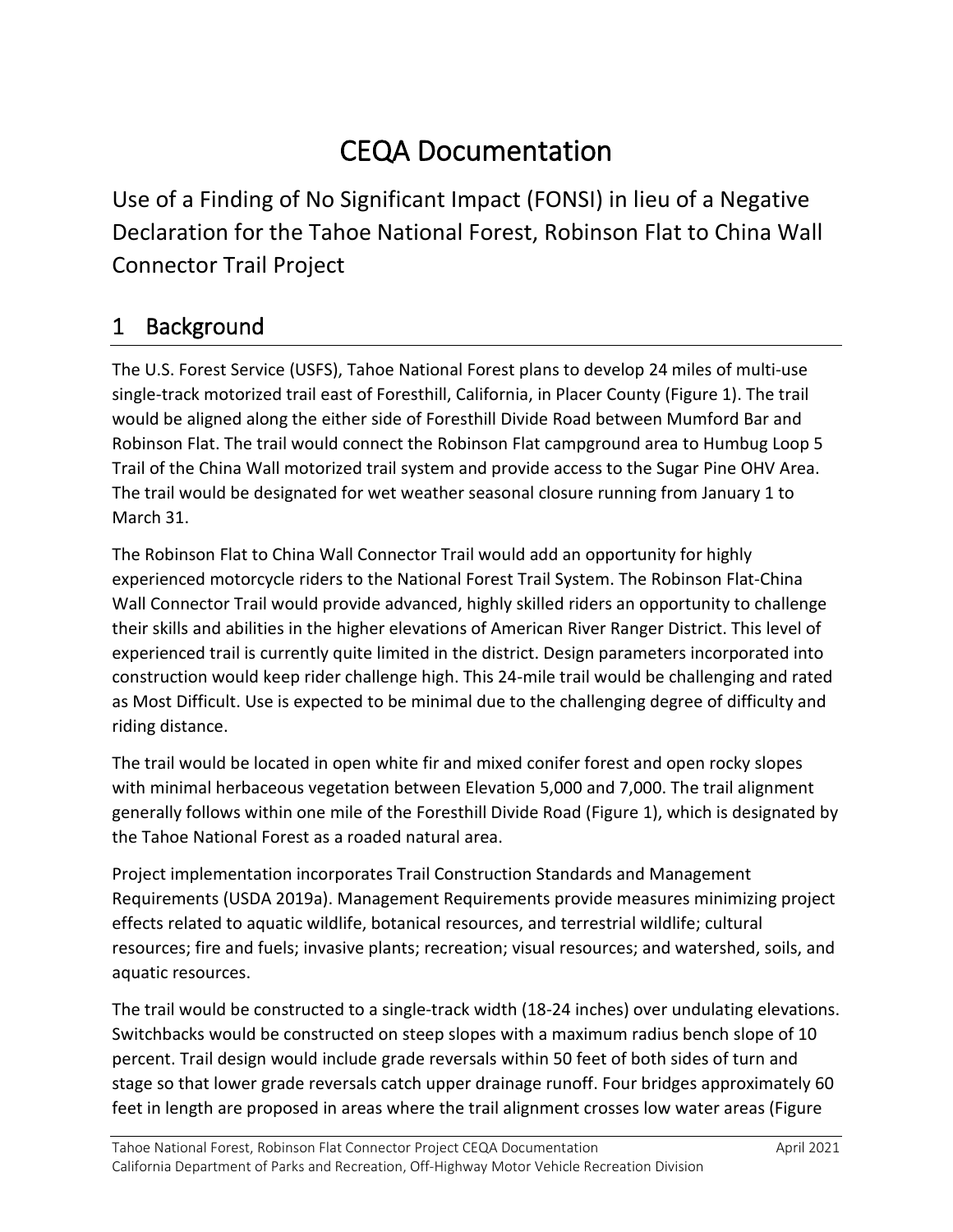# CEQA Documentation

Use of a Finding of No Significant Impact (FONSI) in lieu of a Negative Declaration for the Tahoe National Forest, Robinson Flat to China Wall Connector Trail Project

## 1 Background

The U.S. Forest Service (USFS), Tahoe National Forest plans to develop 24 miles of multi-use single-track motorized trail east of Foresthill, California, in Placer County (Figure 1). The trail would be aligned along the either side of Foresthill Divide Road between Mumford Bar and Robinson Flat. The trail would connect the Robinson Flat campground area to Humbug Loop 5 Trail of the China Wall motorized trail system and provide access to the Sugar Pine OHV Area. The trail would be designated for wet weather seasonal closure running from January 1 to March 31.

The Robinson Flat to China Wall Connector Trail would add an opportunity for highly experienced motorcycle riders to the National Forest Trail System. The Robinson Flat-China Wall Connector Trail would provide advanced, highly skilled riders an opportunity to challenge their skills and abilities in the higher elevations of American River Ranger District. This level of experienced trail is currently quite limited in the district. Design parameters incorporated into construction would keep rider challenge high. This 24-mile trail would be challenging and rated as Most Difficult. Use is expected to be minimal due to the challenging degree of difficulty and riding distance.

The trail would be located in open white fir and mixed conifer forest and open rocky slopes with minimal herbaceous vegetation between Elevation 5,000 and 7,000. The trail alignment generally follows within one mile of the Foresthill Divide Road (Figure 1), which is designated by the Tahoe National Forest as a roaded natural area.

Project implementation incorporates Trail Construction Standards and Management Requirements (USDA 2019a). Management Requirements provide measures minimizing project effects related to aquatic wildlife, botanical resources, and terrestrial wildlife; cultural resources; fire and fuels; invasive plants; recreation; visual resources; and watershed, soils, and aquatic resources.

The trail would be constructed to a single-track width (18-24 inches) over undulating elevations. Switchbacks would be constructed on steep slopes with a maximum radius bench slope of 10 percent. Trail design would include grade reversals within 50 feet of both sides of turn and stage so that lower grade reversals catch upper drainage runoff. Four bridges approximately 60 feet in length are proposed in areas where the trail alignment crosses low water areas (Figure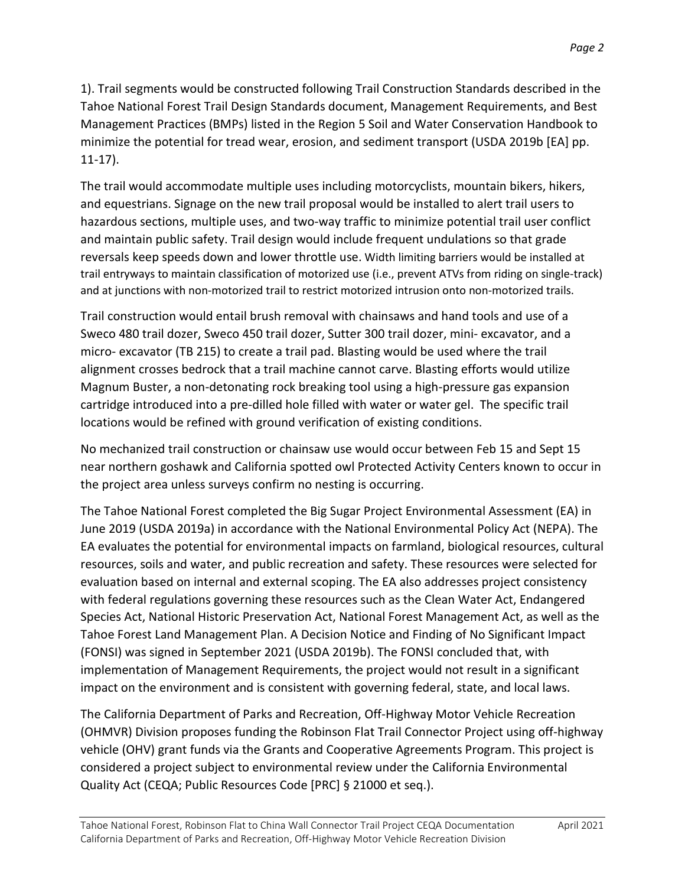1). Trail segments would be constructed following Trail Construction Standards described in the Tahoe National Forest Trail Design Standards document, Management Requirements, and Best Management Practices (BMPs) listed in the Region 5 Soil and Water Conservation Handbook to minimize the potential for tread wear, erosion, and sediment transport (USDA 2019b [EA] pp. 11-17).

The trail would accommodate multiple uses including motorcyclists, mountain bikers, hikers, and equestrians. Signage on the new trail proposal would be installed to alert trail users to hazardous sections, multiple uses, and two-way traffic to minimize potential trail user conflict and maintain public safety. Trail design would include frequent undulations so that grade reversals keep speeds down and lower throttle use. Width limiting barriers would be installed at trail entryways to maintain classification of motorized use (i.e., prevent ATVs from riding on single-track) and at junctions with non-motorized trail to restrict motorized intrusion onto non-motorized trails.

Trail construction would entail brush removal with chainsaws and hand tools and use of a Sweco 480 trail dozer, Sweco 450 trail dozer, Sutter 300 trail dozer, mini- excavator, and a micro- excavator (TB 215) to create a trail pad. Blasting would be used where the trail alignment crosses bedrock that a trail machine cannot carve. Blasting efforts would utilize Magnum Buster, a non-detonating rock breaking tool using a high-pressure gas expansion cartridge introduced into a pre-dilled hole filled with water or water gel. The specific trail locations would be refined with ground verification of existing conditions.

No mechanized trail construction or chainsaw use would occur between Feb 15 and Sept 15 near northern goshawk and California spotted owl Protected Activity Centers known to occur in the project area unless surveys confirm no nesting is occurring.

The Tahoe National Forest completed the Big Sugar Project Environmental Assessment (EA) in June 2019 (USDA 2019a) in accordance with the National Environmental Policy Act (NEPA). The EA evaluates the potential for environmental impacts on farmland, biological resources, cultural resources, soils and water, and public recreation and safety. These resources were selected for evaluation based on internal and external scoping. The EA also addresses project consistency with federal regulations governing these resources such as the Clean Water Act, Endangered Species Act, National Historic Preservation Act, National Forest Management Act, as well as the Tahoe Forest Land Management Plan. A Decision Notice and Finding of No Significant Impact (FONSI) was signed in September 2021 (USDA 2019b). The FONSI concluded that, with implementation of Management Requirements, the project would not result in a significant impact on the environment and is consistent with governing federal, state, and local laws.

The California Department of Parks and Recreation, Off-Highway Motor Vehicle Recreation (OHMVR) Division proposes funding the Robinson Flat Trail Connector Project using off-highway vehicle (OHV) grant funds via the Grants and Cooperative Agreements Program. This project is considered a project subject to environmental review under the California Environmental Quality Act (CEQA; Public Resources Code [PRC] § 21000 et seq.).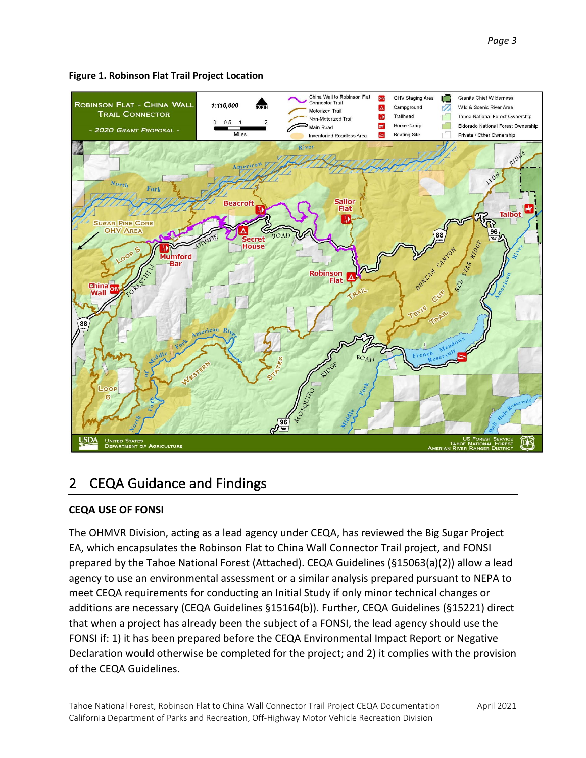**Figure 1. Robinson Flat Trail Project Location**

## 2 CEQA Guidance and Findings

**CEQA USE OF FONSI**

The OHMVR Division, acting as a lead agency under CEQA, has reviewed the Big Sugar Project EA, which encapsulates the Robinson Flat to China Wall Connector Trail project, and FONSI prepared by the Tahoe National Forest (Attached). CEQA Guidelines (§15063(a)(2)) allow a lead agency to use an environmental assessment or a similar analysis prepared pursuant to NEPA to meet CEQA requirements for conducting an Initial Study if only minor technical changes or additions are necessary (CEQA Guidelines §15164(b)). Further, CEQA Guidelines (§15221) direct that when a project has already been the subject of a FONSI, the lead agency should use the FONSI if: 1) it has been prepared before the CEQA Environmental Impact Report or Negative Declaration would otherwise be completed for the project; and 2) it complies with the provision of the CEQA Guidelines.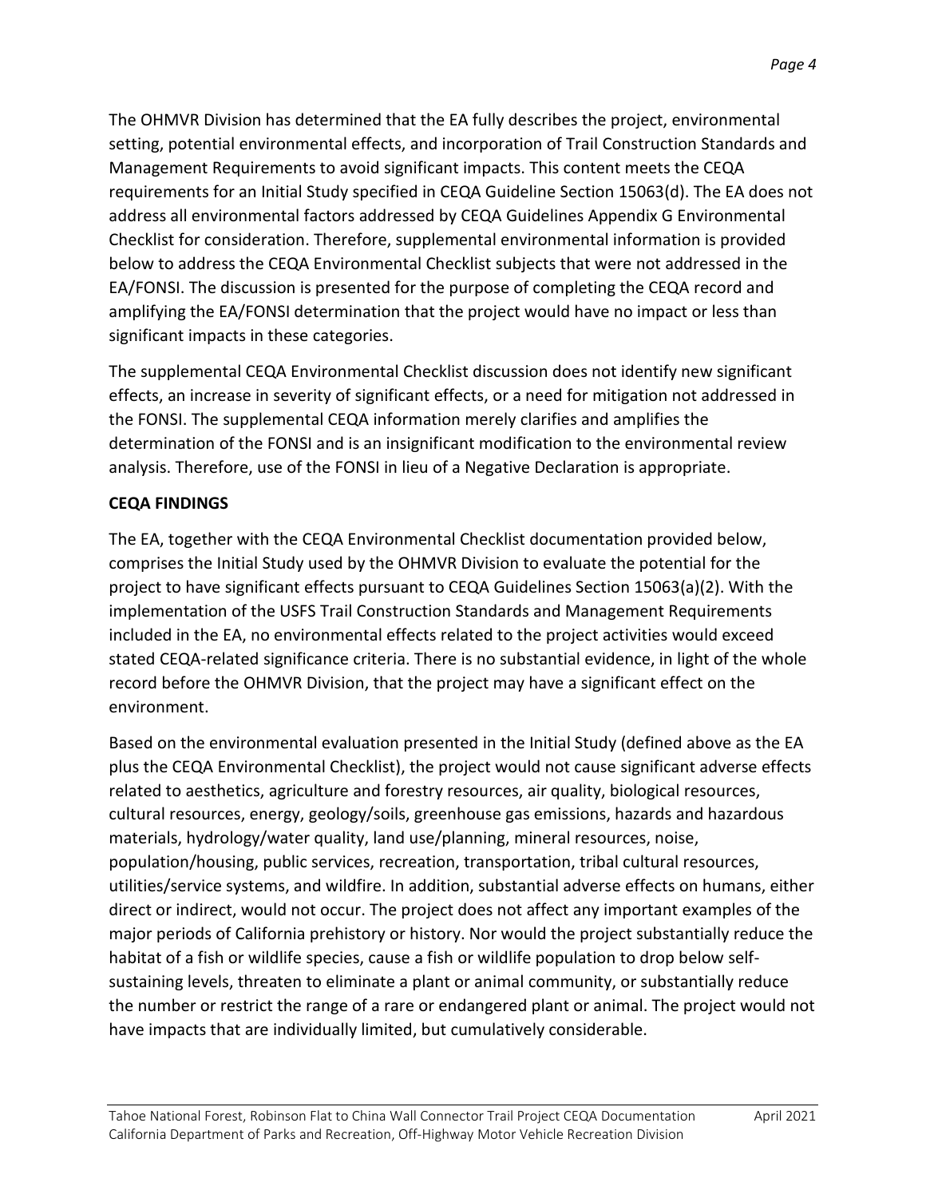The OHMVR Division has determined that the EA fully describes the project, environmental setting, potential environmental effects, and incorporation of Trail Construction Standards and Management Requirements to avoid significant impacts. This content meets the CEQA requirements for an Initial Study specified in CEQA Guideline Section 15063(d). The EA does not address all environmental factors addressed by CEQA Guidelines Appendix G Environmental Checklist for consideration. Therefore, supplemental environmental information is provided below to address the CEQA Environmental Checklist subjects that were not addressed in the EA/FONSI. The discussion is presented for the purpose of completing the CEQA record and amplifying the EA/FONSI determination that the project would have no impact or less than significant impacts in these categories.

The supplemental CEQA Environmental Checklist discussion does not identify new significant effects, an increase in severity of significant effects, or a need for mitigation not addressed in the FONSI. The supplemental CEQA information merely clarifies and amplifies the determination of the FONSI and is an insignificant modification to the environmental review analysis. Therefore, use of the FONSI in lieu of a Negative Declaration is appropriate.

**CEQA FINDINGS**

The EA, together with the CEQA Environmental Checklist documentation provided below, comprises the Initial Study used by the OHMVR Division to evaluate the potential for the project to have significant effects pursuant to CEQA Guidelines Section 15063(a)(2). With the implementation of the USFS Trail Construction Standards and Management Requirements included in the EA, no environmental effects related to the project activities would exceed stated CEQA-related significance criteria. There is no substantial evidence, in light of the whole record before the OHMVR Division, that the project may have a significant effect on the environment.

Based on the environmental evaluation presented in the Initial Study (defined above as the EA plus the CEQA Environmental Checklist), the project would not cause significant adverse effects related to aesthetics, agriculture and forestry resources, air quality, biological resources, cultural resources, energy, geology/soils, greenhouse gas emissions, hazards and hazardous materials, hydrology/water quality, land use/planning, mineral resources, noise, population/housing, public services, recreation, transportation, tribal cultural resources, utilities/service systems, and wildfire. In addition, substantial adverse effects on humans, either direct or indirect, would not occur. The project does not affect any important examples of the major periods of California prehistory or history. Nor would the project substantially reduce the habitat of a fish or wildlife species, cause a fish or wildlife population to drop below self-sustaining levels, threaten to eliminate a plant or animal community, or substantially reduce the number or restrict the range of a rare or endangered plant or animal. The project would not have impacts that are individually limited, but cumulatively considerable.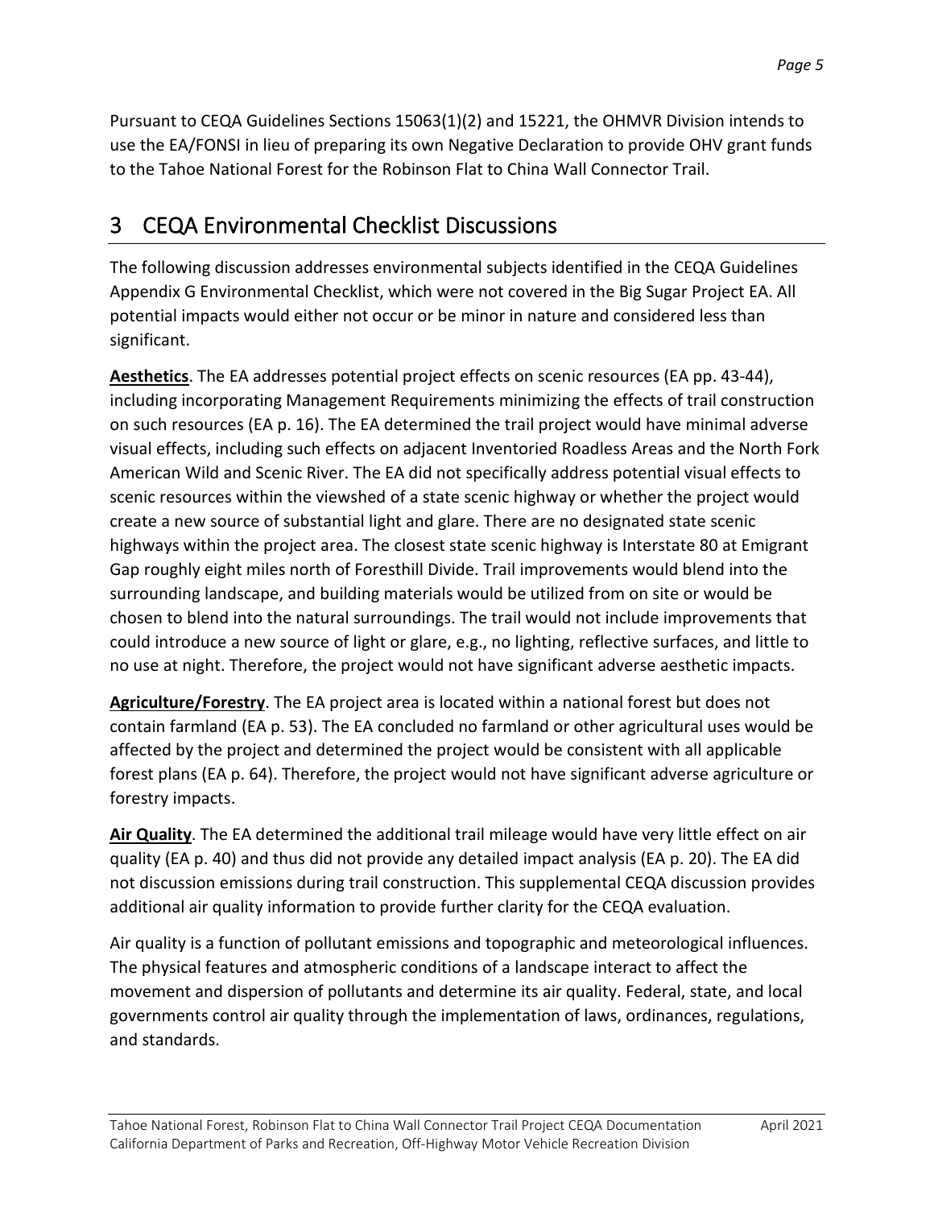Pursuant to CEQA Guidelines Sections 15063(1)(2) and 15221, the OHMVR Division intends to use the EA/FONSI in lieu of preparing its own Negative Declaration to provide OHV grant funds to the Tahoe National Forest for the Robinson Flat to China Wall Connector Trail.

# 3 CEQA Environmental Checklist Discussions

The following discussion addresses environmental subjects identified in the CEQA Guidelines Appendix G Environmental Checklist, which were not covered in the Big Sugar Project EA. All potential impacts would either not occur or be minor in nature and considered less than significant.

**Aesthetics**. The EA addresses potential project effects on scenic resources (EA pp. 43-44), including incorporating Management Requirements minimizing the effects of trail construction on such resources (EA p. 16). The EA determined the trail project would have minimal adverse visual effects, including such effects on adjacent Inventoried Roadless Areas and the North Fork American Wild and Scenic River. The EA did not specifically address potential visual effects to scenic resources within the viewshed of a state scenic highway or whether the project would create a new source of substantial light and glare. There are no designated state scenic highways within the project area. The closest state scenic highway is Interstate 80 at Emigrant Gap roughly eight miles north of Foresthill Divide. Trail improvements would blend into the surrounding landscape, and building materials would be utilized from on site or would be chosen to blend into the natural surroundings. The trail would not include improvements that could introduce a new source of light or glare, e.g., no lighting, reflective surfaces, and little to no use at night. Therefore, the project would not have significant adverse aesthetic impacts.

**Agriculture/Forestry**. The EA project area is located within a national forest but does not contain farmland (EA p. 53). The EA concluded no farmland or other agricultural uses would be affected by the project and determined the project would be consistent with all applicable forest plans (EA p. 64). Therefore, the project would not have significant adverse agriculture or forestry impacts.

**Air Quality**. The EA determined the additional trail mileage would have very little effect on air quality (EA p. 40) and thus did not provide any detailed impact analysis (EA p. 20). The EA did not discussion emissions during trail construction. This supplemental CEQA discussion provides additional air quality information to provide further clarity for the CEQA evaluation.

Air quality is a function of pollutant emissions and topographic and meteorological influences. The physical features and atmospheric conditions of a landscape interact to affect the movement and dispersion of pollutants and determine its air quality. Federal, state, and local governments control air quality through the implementation of laws, ordinances, regulations, and standards.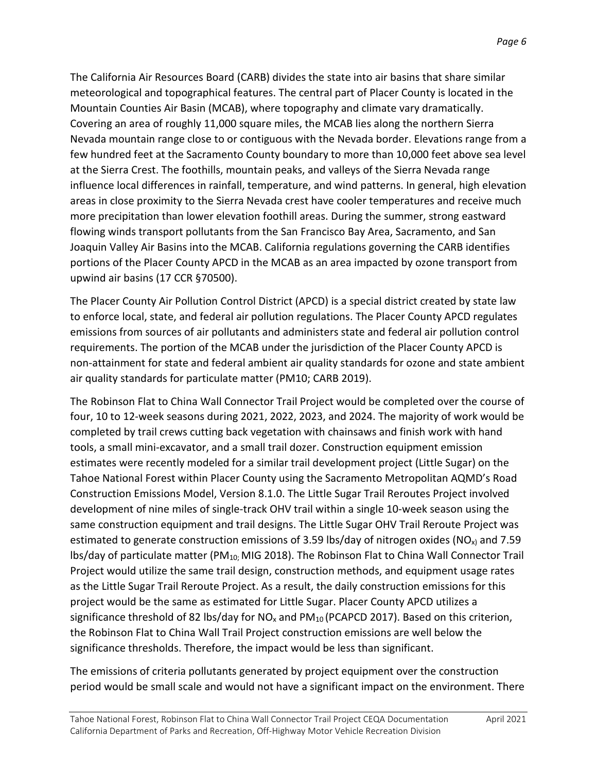The California Air Resources Board (CARB) divides the state into air basins that share similar meteorological and topographical features. The central part of Placer County is located in the Mountain Counties Air Basin (MCAB), where topography and climate vary dramatically. Covering an area of roughly 11,000 square miles, the MCAB lies along the northern Sierra Nevada mountain range close to or contiguous with the Nevada border. Elevations range from a few hundred feet at the Sacramento County boundary to more than 10,000 feet above sea level at the Sierra Crest. The foothills, mountain peaks, and valleys of the Sierra Nevada range influence local differences in rainfall, temperature, and wind patterns. In general, high elevation areas in close proximity to the Sierra Nevada crest have cooler temperatures and receive much more precipitation than lower elevation foothill areas. During the summer, strong eastward flowing winds transport pollutants from the San Francisco Bay Area, Sacramento, and San Joaquin Valley Air Basins into the MCAB. California regulations governing the CARB identifies portions of the Placer County APCD in the MCAB as an area impacted by ozone transport from upwind air basins (17 CCR §70500).

The Placer County Air Pollution Control District (APCD) is a special district created by state law to enforce local, state, and federal air pollution regulations. The Placer County APCD regulates emissions from sources of air pollutants and administers state and federal air pollution control requirements. The portion of the MCAB under the jurisdiction of the Placer County APCD is non-attainment for state and federal ambient air quality standards for ozone and state ambient air quality standards for particulate matter (PM10; CARB 2019).

The Robinson Flat to China Wall Connector Trail Project would be completed over the course of four, 10 to 12-week seasons during 2021, 2022, 2023, and 2024. The majority of work would be completed by trail crews cutting back vegetation with chainsaws and finish work with hand tools, a small mini-excavator, and a small trail dozer. Construction equipment emission estimates were recently modeled for a similar trail development project (Little Sugar) on the Tahoe National Forest within Placer County using the Sacramento Metropolitan AQMD's Road Construction Emissions Model, Version 8.1.0. The Little Sugar Trail Reroutes Project involved development of nine miles of single-track OHV trail within a single 10-week season using the same construction equipment and trail designs. The Little Sugar OHV Trail Reroute Project was estimated to generate construction emissions of 3.59 lbs/day of nitrogen oxides ($NO_x$) and 7.59 lbs/day of particulate matter ($PM_{10}$; MIG 2018). The Robinson Flat to China Wall Connector Trail Project would utilize the same trail design, construction methods, and equipment usage rates as the Little Sugar Trail Reroute Project. As a result, the daily construction emissions for this project would be the same as estimated for Little Sugar. Placer County APCD utilizes a significance threshold of 82 lbs/day for $NO_x$ and $PM_{10}$ (PCAPCD 2017). Based on this criterion, the Robinson Flat to China Wall Trail Project construction emissions are well below the significance thresholds. Therefore, the impact would be less than significant.

The emissions of criteria pollutants generated by project equipment over the construction period would be small scale and would not have a significant impact on the environment. There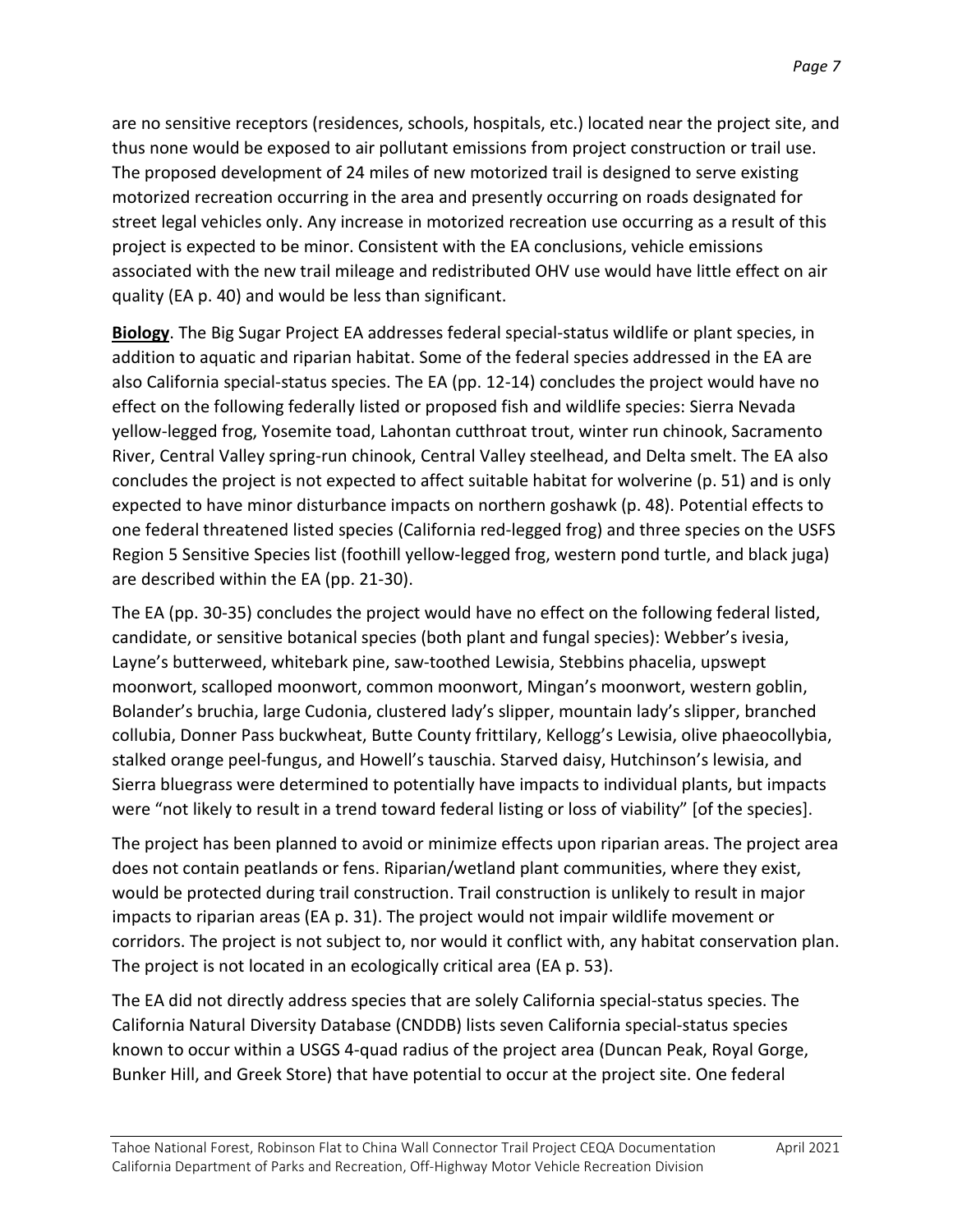are no sensitive receptors (residences, schools, hospitals, etc.) located near the project site, and thus none would be exposed to air pollutant emissions from project construction or trail use. The proposed development of 24 miles of new motorized trail is designed to serve existing motorized recreation occurring in the area and presently occurring on roads designated for street legal vehicles only. Any increase in motorized recreation use occurring as a result of this project is expected to be minor. Consistent with the EA conclusions, vehicle emissions associated with the new trail mileage and redistributed OHV use would have little effect on air quality (EA p. 40) and would be less than significant.

**Biology**. The Big Sugar Project EA addresses federal special-status wildlife or plant species, in addition to aquatic and riparian habitat. Some of the federal species addressed in the EA are also California special-status species. The EA (pp. 12-14) concludes the project would have no effect on the following federally listed or proposed fish and wildlife species: Sierra Nevada yellow-legged frog, Yosemite toad, Lahontan cutthroat trout, winter run chinook, Sacramento River, Central Valley spring-run chinook, Central Valley steelhead, and Delta smelt. The EA also concludes the project is not expected to affect suitable habitat for wolverine (p. 51) and is only expected to have minor disturbance impacts on northern goshawk (p. 48). Potential effects to one federal threatened listed species (California red-legged frog) and three species on the USFS Region 5 Sensitive Species list (foothill yellow-legged frog, western pond turtle, and black juga) are described within the EA (pp. 21-30).

The EA (pp. 30-35) concludes the project would have no effect on the following federal listed, candidate, or sensitive botanical species (both plant and fungal species): Webber's ivesia, Layne's butterweed, whitebark pine, saw-toothed Lewisia, Stebbins phacelia, upswept moonwort, scalloped moonwort, common moonwort, Mingan's moonwort, western goblin, Bolander's bruchia, large Cudonia, clustered lady's slipper, mountain lady's slipper, branched collubia, Donner Pass buckwheat, Butte County frittilary, Kellogg's Lewisia, olive phaeocollybia, stalked orange peel-fungus, and Howell's tauschia. Starved daisy, Hutchinson's lewisia, and Sierra bluegrass were determined to potentially have impacts to individual plants, but impacts were "not likely to result in a trend toward federal listing or loss of viability" [of the species].

The project has been planned to avoid or minimize effects upon riparian areas. The project area does not contain peatlands or fens. Riparian/wetland plant communities, where they exist, would be protected during trail construction. Trail construction is unlikely to result in major impacts to riparian areas (EA p. 31). The project would not impair wildlife movement or corridors. The project is not subject to, nor would it conflict with, any habitat conservation plan. The project is not located in an ecologically critical area (EA p. 53).

The EA did not directly address species that are solely California special-status species. The California Natural Diversity Database (CNDDB) lists seven California special-status species known to occur within a USGS 4-quad radius of the project area (Duncan Peak, Royal Gorge, Bunker Hill, and Greek Store) that have potential to occur at the project site. One federal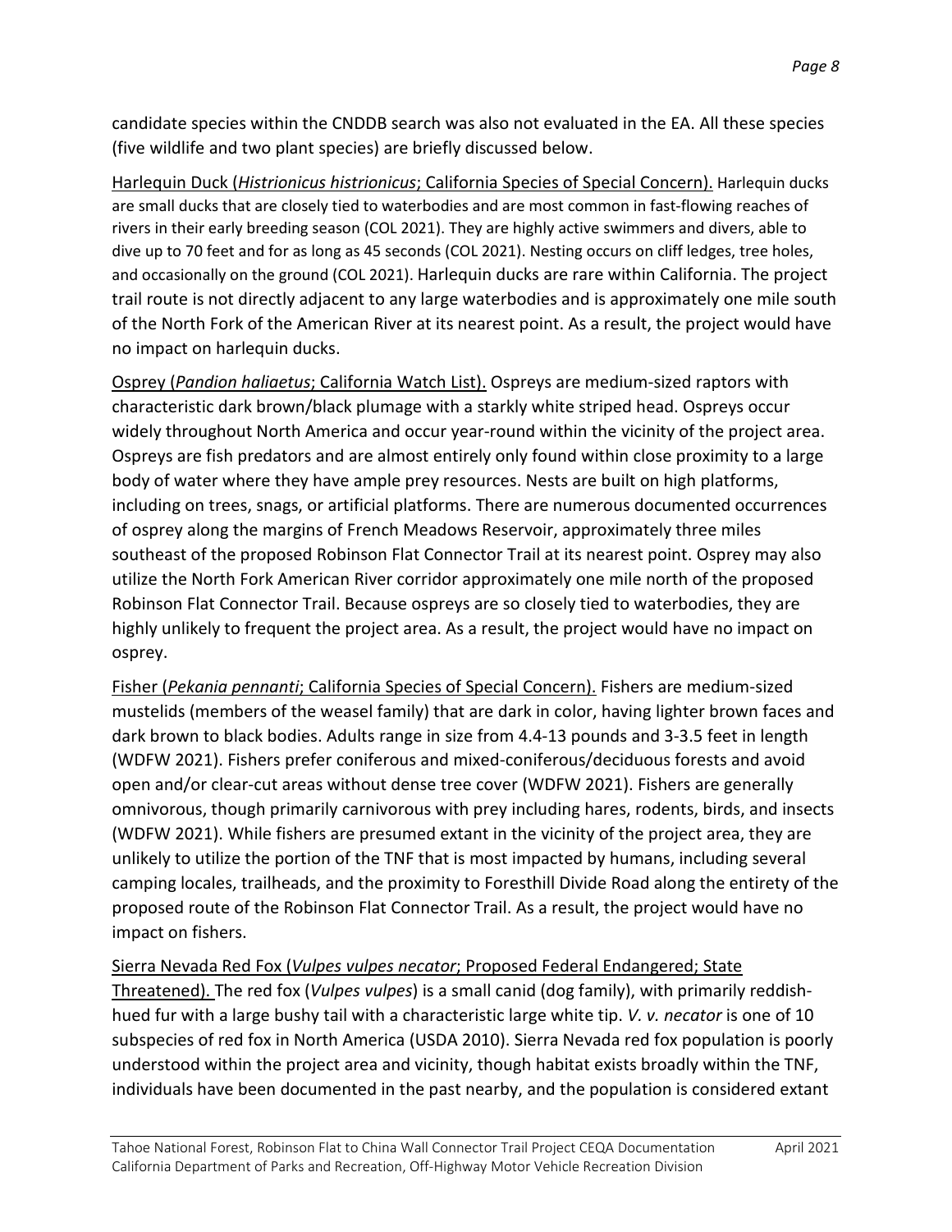candidate species within the CNDDB search was also not evaluated in the EA. All these species (five wildlife and two plant species) are briefly discussed below.

Harlequin Duck (*Histrionicus histrionicus*; California Species of Special Concern). Harlequin ducks are small ducks that are closely tied to waterbodies and are most common in fast-flowing reaches of rivers in their early breeding season (COL 2021). They are highly active swimmers and divers, able to dive up to 70 feet and for as long as 45 seconds (COL 2021). Nesting occurs on cliff ledges, tree holes, and occasionally on the ground (COL 2021). Harlequin ducks are rare within California. The project trail route is not directly adjacent to any large waterbodies and is approximately one mile south of the North Fork of the American River at its nearest point. As a result, the project would have no impact on harlequin ducks.

Osprey (*Pandion haliaetus*; California Watch List). Ospreys are medium-sized raptors with characteristic dark brown/black plumage with a starkly white striped head. Ospreys occur widely throughout North America and occur year-round within the vicinity of the project area. Ospreys are fish predators and are almost entirely only found within close proximity to a large body of water where they have ample prey resources. Nests are built on high platforms, including on trees, snags, or artificial platforms. There are numerous documented occurrences of osprey along the margins of French Meadows Reservoir, approximately three miles southeast of the proposed Robinson Flat Connector Trail at its nearest point. Osprey may also utilize the North Fork American River corridor approximately one mile north of the proposed Robinson Flat Connector Trail. Because ospreys are so closely tied to waterbodies, they are highly unlikely to frequent the project area. As a result, the project would have no impact on osprey.

Fisher (*Pekania pennanti*; California Species of Special Concern). Fishers are medium-sized mustelids (members of the weasel family) that are dark in color, having lighter brown faces and dark brown to black bodies. Adults range in size from 4.4-13 pounds and 3-3.5 feet in length (WDFW 2021). Fishers prefer coniferous and mixed-coniferous/deciduous forests and avoid open and/or clear-cut areas without dense tree cover (WDFW 2021). Fishers are generally omnivorous, though primarily carnivorous with prey including hares, rodents, birds, and insects (WDFW 2021). While fishers are presumed extant in the vicinity of the project area, they are unlikely to utilize the portion of the TNF that is most impacted by humans, including several camping locales, trailheads, and the proximity to Foresthill Divide Road along the entirety of the proposed route of the Robinson Flat Connector Trail. As a result, the project would have no impact on fishers.

Sierra Nevada Red Fox (*Vulpes vulpes necator*; Proposed Federal Endangered; State Threatened). The red fox (*Vulpes vulpes*) is a small canid (dog family), with primarily reddish-hued fur with a large bushy tail with a characteristic large white tip. *V. v. necator* is one of 10 subspecies of red fox in North America (USDA 2010). Sierra Nevada red fox population is poorly understood within the project area and vicinity, though habitat exists broadly within the TNF, individuals have been documented in the past nearby, and the population is considered extant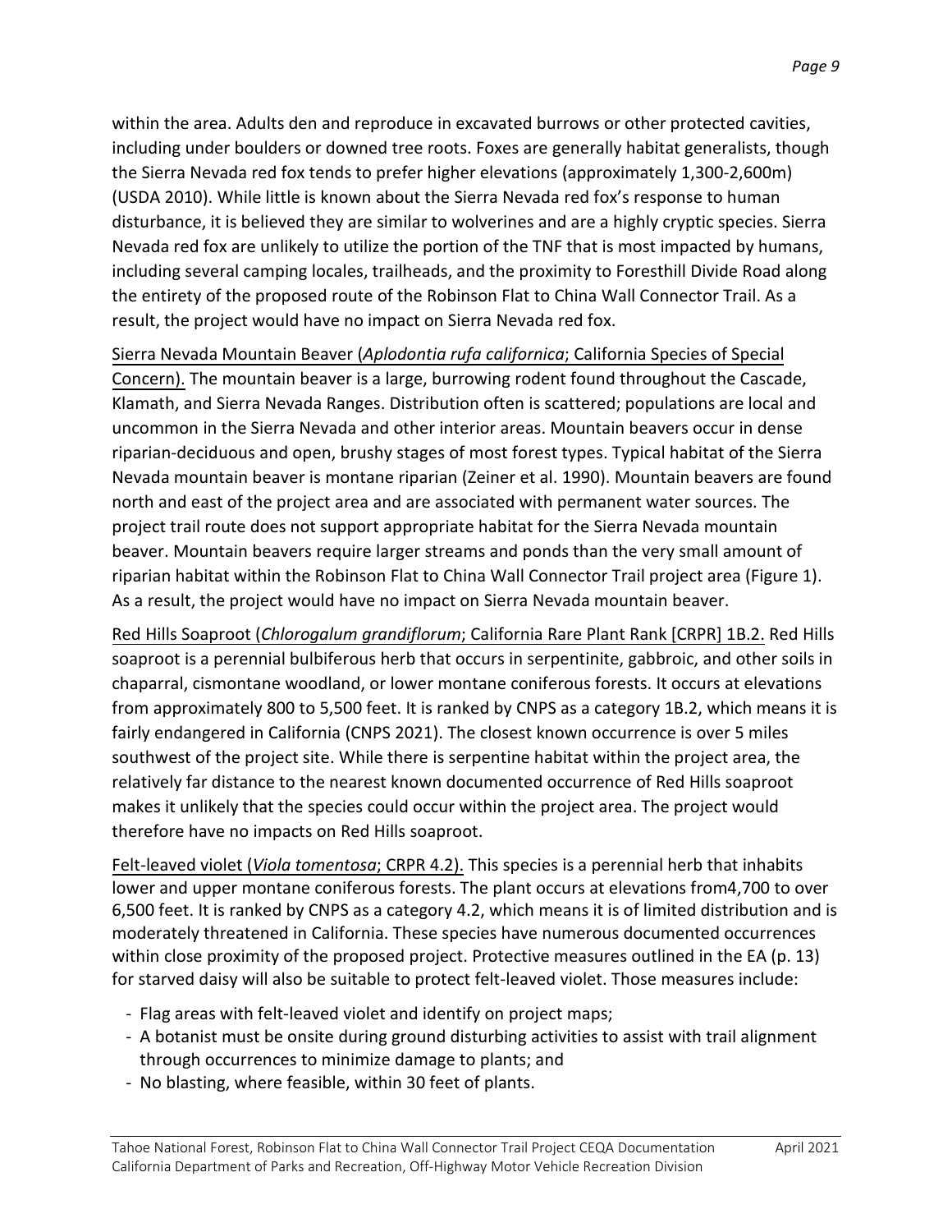within the area. Adults den and reproduce in excavated burrows or other protected cavities, including under boulders or downed tree roots. Foxes are generally habitat generalists, though the Sierra Nevada red fox tends to prefer higher elevations (approximately 1,300-2,600m) (USDA 2010). While little is known about the Sierra Nevada red fox's response to human disturbance, it is believed they are similar to wolverines and are a highly cryptic species. Sierra Nevada red fox are unlikely to utilize the portion of the TNF that is most impacted by humans, including several camping locales, trailheads, and the proximity to Foresthill Divide Road along the entirety of the proposed route of the Robinson Flat to China Wall Connector Trail. As a result, the project would have no impact on Sierra Nevada red fox.

Sierra Nevada Mountain Beaver (*Aplodontia rufa californica*; California Species of Special Concern). The mountain beaver is a large, burrowing rodent found throughout the Cascade, Klamath, and Sierra Nevada Ranges. Distribution often is scattered; populations are local and uncommon in the Sierra Nevada and other interior areas. Mountain beavers occur in dense riparian-deciduous and open, brushy stages of most forest types. Typical habitat of the Sierra Nevada mountain beaver is montane riparian (Zeiner et al. 1990). Mountain beavers are found north and east of the project area and are associated with permanent water sources. The project trail route does not support appropriate habitat for the Sierra Nevada mountain beaver. Mountain beavers require larger streams and ponds than the very small amount of riparian habitat within the Robinson Flat to China Wall Connector Trail project area (Figure 1). As a result, the project would have no impact on Sierra Nevada mountain beaver.

Red Hills Soaproot (*Chlorogalum grandiflorum*; California Rare Plant Rank [CRPR] 1B.2. Red Hills soaproot is a perennial bulbiferous herb that occurs in serpentinite, gabbroic, and other soils in chaparral, cismontane woodland, or lower montane coniferous forests. It occurs at elevations from approximately 800 to 5,500 feet. It is ranked by CNPS as a category 1B.2, which means it is fairly endangered in California (CNPS 2021). The closest known occurrence is over 5 miles southwest of the project site. While there is serpentine habitat within the project area, the relatively far distance to the nearest known documented occurrence of Red Hills soaproot makes it unlikely that the species could occur within the project area. The project would therefore have no impacts on Red Hills soaproot.

Felt-leaved violet (*Viola tomentosa*; CRPR 4.2). This species is a perennial herb that inhabits lower and upper montane coniferous forests. The plant occurs at elevations from4,700 to over 6,500 feet. It is ranked by CNPS as a category 4.2, which means it is of limited distribution and is moderately threatened in California. These species have numerous documented occurrences within close proximity of the proposed project. Protective measures outlined in the EA (p. 13) for starved daisy will also be suitable to protect felt-leaved violet. Those measures include:

- Flag areas with felt-leaved violet and identify on project maps;
- A botanist must be onsite during ground disturbing activities to assist with trail alignment through occurrences to minimize damage to plants; and
- No blasting, where feasible, within 30 feet of plants.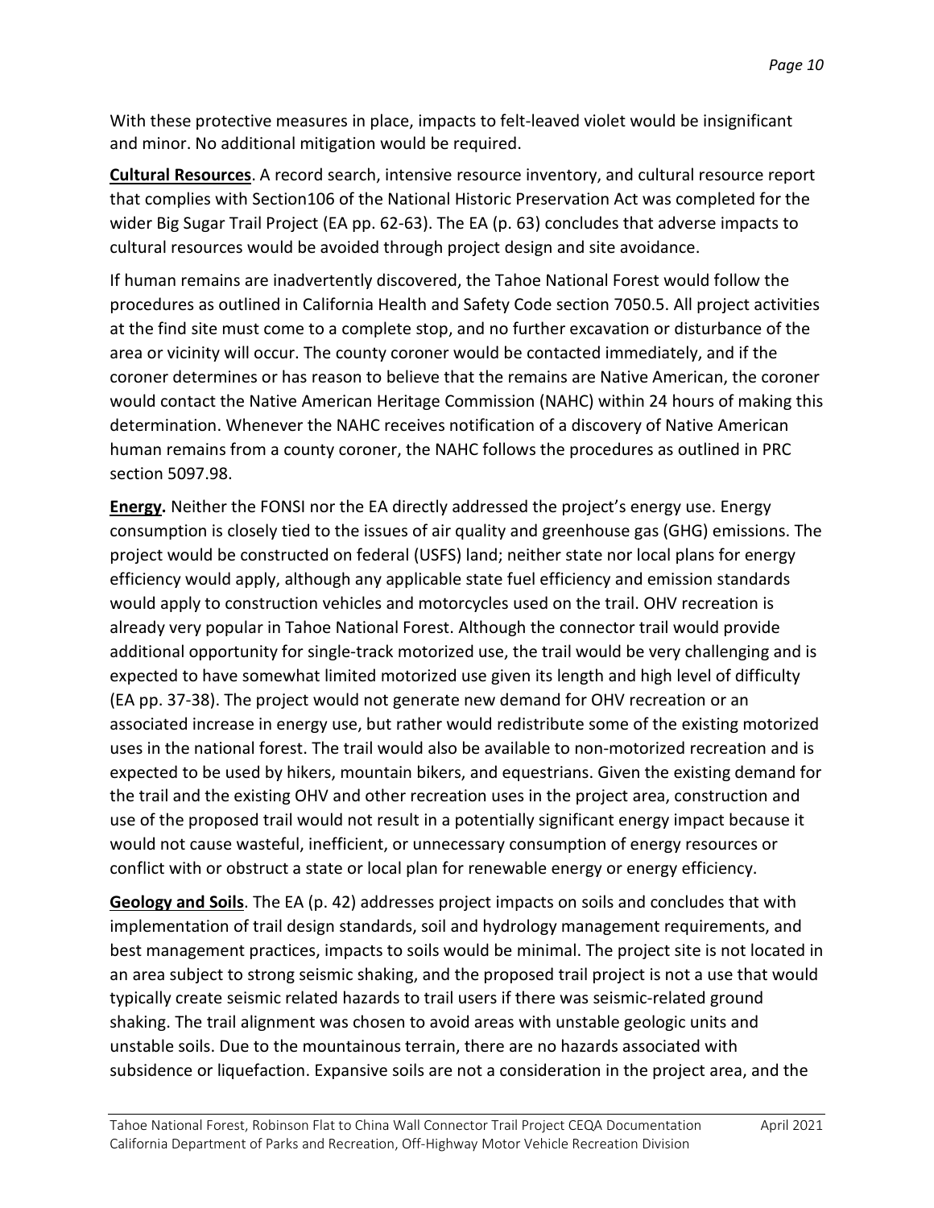With these protective measures in place, impacts to felt-leaved violet would be insignificant and minor. No additional mitigation would be required.

**Cultural Resources**. A record search, intensive resource inventory, and cultural resource report that complies with Section106 of the National Historic Preservation Act was completed for the wider Big Sugar Trail Project (EA pp. 62-63). The EA (p. 63) concludes that adverse impacts to cultural resources would be avoided through project design and site avoidance.

If human remains are inadvertently discovered, the Tahoe National Forest would follow the procedures as outlined in California Health and Safety Code section 7050.5. All project activities at the find site must come to a complete stop, and no further excavation or disturbance of the area or vicinity will occur. The county coroner would be contacted immediately, and if the coroner determines or has reason to believe that the remains are Native American, the coroner would contact the Native American Heritage Commission (NAHC) within 24 hours of making this determination. Whenever the NAHC receives notification of a discovery of Native American human remains from a county coroner, the NAHC follows the procedures as outlined in PRC section 5097.98.

**Energy.** Neither the FONSI nor the EA directly addressed the project's energy use. Energy consumption is closely tied to the issues of air quality and greenhouse gas (GHG) emissions. The project would be constructed on federal (USFS) land; neither state nor local plans for energy efficiency would apply, although any applicable state fuel efficiency and emission standards would apply to construction vehicles and motorcycles used on the trail. OHV recreation is already very popular in Tahoe National Forest. Although the connector trail would provide additional opportunity for single-track motorized use, the trail would be very challenging and is expected to have somewhat limited motorized use given its length and high level of difficulty (EA pp. 37-38). The project would not generate new demand for OHV recreation or an associated increase in energy use, but rather would redistribute some of the existing motorized uses in the national forest. The trail would also be available to non-motorized recreation and is expected to be used by hikers, mountain bikers, and equestrians. Given the existing demand for the trail and the existing OHV and other recreation uses in the project area, construction and use of the proposed trail would not result in a potentially significant energy impact because it would not cause wasteful, inefficient, or unnecessary consumption of energy resources or conflict with or obstruct a state or local plan for renewable energy or energy efficiency.

**Geology and Soils**. The EA (p. 42) addresses project impacts on soils and concludes that with implementation of trail design standards, soil and hydrology management requirements, and best management practices, impacts to soils would be minimal. The project site is not located in an area subject to strong seismic shaking, and the proposed trail project is not a use that would typically create seismic related hazards to trail users if there was seismic-related ground shaking. The trail alignment was chosen to avoid areas with unstable geologic units and unstable soils. Due to the mountainous terrain, there are no hazards associated with subsidence or liquefaction. Expansive soils are not a consideration in the project area, and the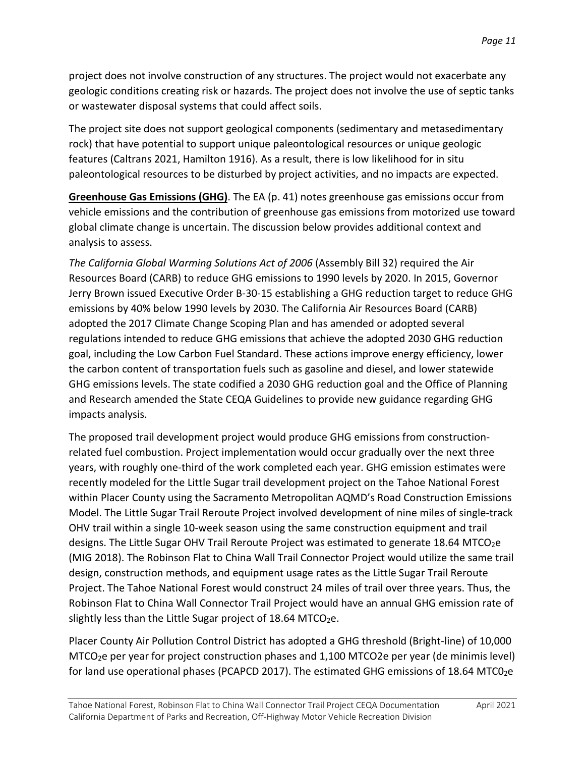project does not involve construction of any structures. The project would not exacerbate any geologic conditions creating risk or hazards. The project does not involve the use of septic tanks or wastewater disposal systems that could affect soils.

The project site does not support geological components (sedimentary and metasedimentary rock) that have potential to support unique paleontological resources or unique geologic features (Caltrans 2021, Hamilton 1916). As a result, there is low likelihood for in situ paleontological resources to be disturbed by project activities, and no impacts are expected.

**Greenhouse Gas Emissions (GHG)**. The EA (p. 41) notes greenhouse gas emissions occur from vehicle emissions and the contribution of greenhouse gas emissions from motorized use toward global climate change is uncertain. The discussion below provides additional context and analysis to assess.

*The California Global Warming Solutions Act of 2006* (Assembly Bill 32) required the Air Resources Board (CARB) to reduce GHG emissions to 1990 levels by 2020. In 2015, Governor Jerry Brown issued Executive Order B-30-15 establishing a GHG reduction target to reduce GHG emissions by 40% below 1990 levels by 2030. The California Air Resources Board (CARB) adopted the 2017 Climate Change Scoping Plan and has amended or adopted several regulations intended to reduce GHG emissions that achieve the adopted 2030 GHG reduction goal, including the Low Carbon Fuel Standard. These actions improve energy efficiency, lower the carbon content of transportation fuels such as gasoline and diesel, and lower statewide GHG emissions levels. The state codified a 2030 GHG reduction goal and the Office of Planning and Research amended the State CEQA Guidelines to provide new guidance regarding GHG impacts analysis.

The proposed trail development project would produce GHG emissions from construction-related fuel combustion. Project implementation would occur gradually over the next three years, with roughly one-third of the work completed each year. GHG emission estimates were recently modeled for the Little Sugar trail development project on the Tahoe National Forest within Placer County using the Sacramento Metropolitan AQMD's Road Construction Emissions Model. The Little Sugar Trail Reroute Project involved development of nine miles of single-track OHV trail within a single 10-week season using the same construction equipment and trail designs. The Little Sugar OHV Trail Reroute Project was estimated to generate 18.64 $MTCO_2e$ (MIG 2018). The Robinson Flat to China Wall Trail Connector Project would utilize the same trail design, construction methods, and equipment usage rates as the Little Sugar Trail Reroute Project. The Tahoe National Forest would construct 24 miles of trail over three years. Thus, the Robinson Flat to China Wall Connector Trail Project would have an annual GHG emission rate of slightly less than the Little Sugar project of 18.64 $MTCO_2e$.

Placer County Air Pollution Control District has adopted a GHG threshold (Bright-line) of 10,000 $MTCO_2e$ per year for project construction phases and 1,100 MTCO2e per year (de minimis level) for land use operational phases (PCAPCD 2017). The estimated GHG emissions of 18.64 $MTC0_2e$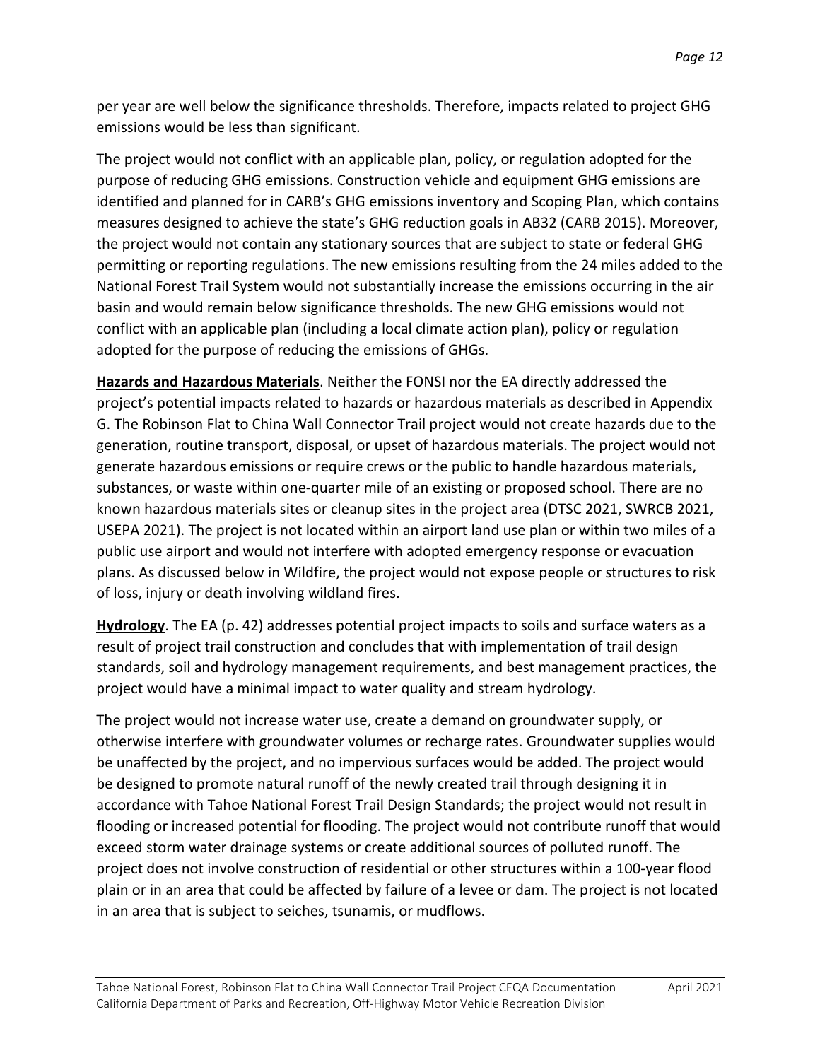per year are well below the significance thresholds. Therefore, impacts related to project GHG emissions would be less than significant.

The project would not conflict with an applicable plan, policy, or regulation adopted for the purpose of reducing GHG emissions. Construction vehicle and equipment GHG emissions are identified and planned for in CARB's GHG emissions inventory and Scoping Plan, which contains measures designed to achieve the state's GHG reduction goals in AB32 (CARB 2015). Moreover, the project would not contain any stationary sources that are subject to state or federal GHG permitting or reporting regulations. The new emissions resulting from the 24 miles added to the National Forest Trail System would not substantially increase the emissions occurring in the air basin and would remain below significance thresholds. The new GHG emissions would not conflict with an applicable plan (including a local climate action plan), policy or regulation adopted for the purpose of reducing the emissions of GHGs.

**Hazards and Hazardous Materials**. Neither the FONSI nor the EA directly addressed the project's potential impacts related to hazards or hazardous materials as described in Appendix G. The Robinson Flat to China Wall Connector Trail project would not create hazards due to the generation, routine transport, disposal, or upset of hazardous materials. The project would not generate hazardous emissions or require crews or the public to handle hazardous materials, substances, or waste within one-quarter mile of an existing or proposed school. There are no known hazardous materials sites or cleanup sites in the project area (DTSC 2021, SWRCB 2021, USEPA 2021). The project is not located within an airport land use plan or within two miles of a public use airport and would not interfere with adopted emergency response or evacuation plans. As discussed below in Wildfire, the project would not expose people or structures to risk of loss, injury or death involving wildland fires.

**Hydrology**. The EA (p. 42) addresses potential project impacts to soils and surface waters as a result of project trail construction and concludes that with implementation of trail design standards, soil and hydrology management requirements, and best management practices, the project would have a minimal impact to water quality and stream hydrology.

The project would not increase water use, create a demand on groundwater supply, or otherwise interfere with groundwater volumes or recharge rates. Groundwater supplies would be unaffected by the project, and no impervious surfaces would be added. The project would be designed to promote natural runoff of the newly created trail through designing it in accordance with Tahoe National Forest Trail Design Standards; the project would not result in flooding or increased potential for flooding. The project would not contribute runoff that would exceed storm water drainage systems or create additional sources of polluted runoff. The project does not involve construction of residential or other structures within a 100-year flood plain or in an area that could be affected by failure of a levee or dam. The project is not located in an area that is subject to seiches, tsunamis, or mudflows.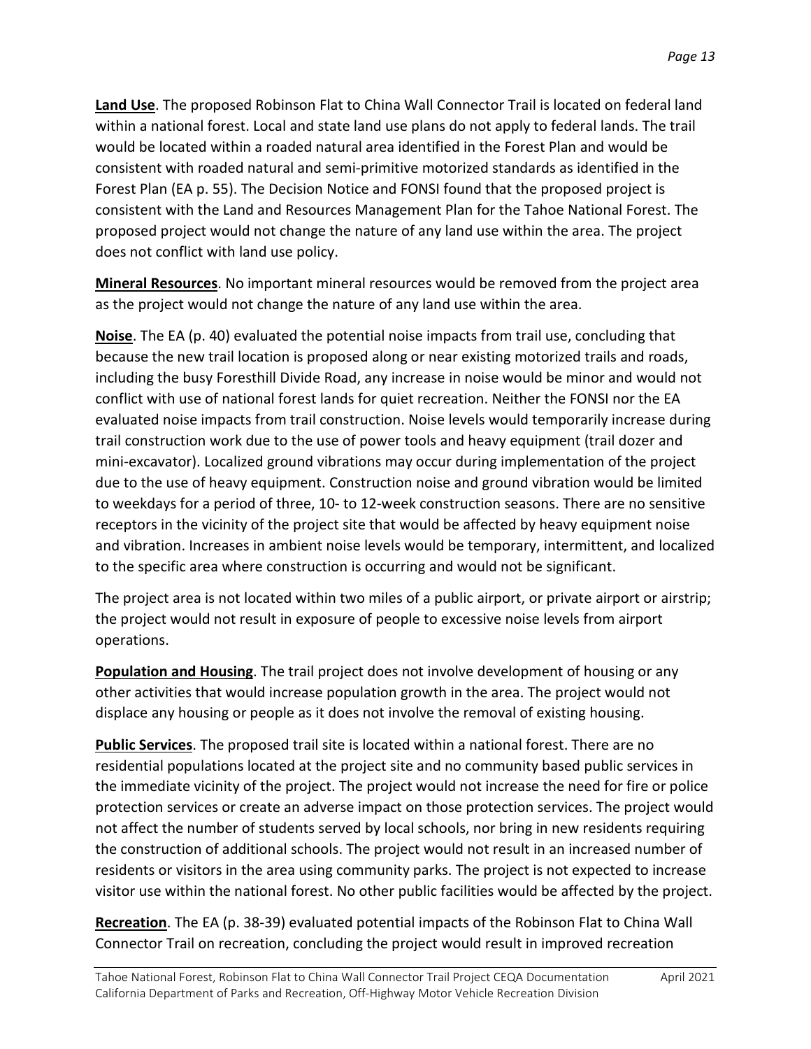**Land Use**. The proposed Robinson Flat to China Wall Connector Trail is located on federal land within a national forest. Local and state land use plans do not apply to federal lands. The trail would be located within a roaded natural area identified in the Forest Plan and would be consistent with roaded natural and semi-primitive motorized standards as identified in the Forest Plan (EA p. 55). The Decision Notice and FONSI found that the proposed project is consistent with the Land and Resources Management Plan for the Tahoe National Forest. The proposed project would not change the nature of any land use within the area. The project does not conflict with land use policy.

**Mineral Resources**. No important mineral resources would be removed from the project area as the project would not change the nature of any land use within the area.

**Noise**. The EA (p. 40) evaluated the potential noise impacts from trail use, concluding that because the new trail location is proposed along or near existing motorized trails and roads, including the busy Foresthill Divide Road, any increase in noise would be minor and would not conflict with use of national forest lands for quiet recreation. Neither the FONSI nor the EA evaluated noise impacts from trail construction. Noise levels would temporarily increase during trail construction work due to the use of power tools and heavy equipment (trail dozer and mini-excavator). Localized ground vibrations may occur during implementation of the project due to the use of heavy equipment. Construction noise and ground vibration would be limited to weekdays for a period of three, 10- to 12-week construction seasons. There are no sensitive receptors in the vicinity of the project site that would be affected by heavy equipment noise and vibration. Increases in ambient noise levels would be temporary, intermittent, and localized to the specific area where construction is occurring and would not be significant.

The project area is not located within two miles of a public airport, or private airport or airstrip; the project would not result in exposure of people to excessive noise levels from airport operations.

**Population and Housing**. The trail project does not involve development of housing or any other activities that would increase population growth in the area. The project would not displace any housing or people as it does not involve the removal of existing housing.

**Public Services**. The proposed trail site is located within a national forest. There are no residential populations located at the project site and no community based public services in the immediate vicinity of the project. The project would not increase the need for fire or police protection services or create an adverse impact on those protection services. The project would not affect the number of students served by local schools, nor bring in new residents requiring the construction of additional schools. The project would not result in an increased number of residents or visitors in the area using community parks. The project is not expected to increase visitor use within the national forest. No other public facilities would be affected by the project.

**Recreation**. The EA (p. 38-39) evaluated potential impacts of the Robinson Flat to China Wall Connector Trail on recreation, concluding the project would result in improved recreation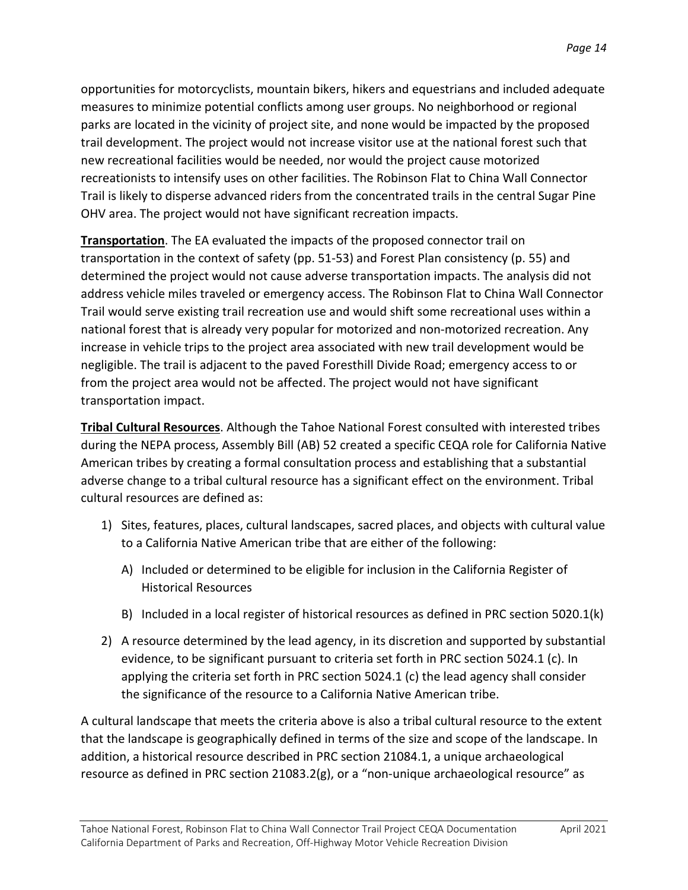opportunities for motorcyclists, mountain bikers, hikers and equestrians and included adequate measures to minimize potential conflicts among user groups. No neighborhood or regional parks are located in the vicinity of project site, and none would be impacted by the proposed trail development. The project would not increase visitor use at the national forest such that new recreational facilities would be needed, nor would the project cause motorized recreationists to intensify uses on other facilities. The Robinson Flat to China Wall Connector Trail is likely to disperse advanced riders from the concentrated trails in the central Sugar Pine OHV area. The project would not have significant recreation impacts.

**Transportation**. The EA evaluated the impacts of the proposed connector trail on transportation in the context of safety (pp. 51-53) and Forest Plan consistency (p. 55) and determined the project would not cause adverse transportation impacts. The analysis did not address vehicle miles traveled or emergency access. The Robinson Flat to China Wall Connector Trail would serve existing trail recreation use and would shift some recreational uses within a national forest that is already very popular for motorized and non-motorized recreation. Any increase in vehicle trips to the project area associated with new trail development would be negligible. The trail is adjacent to the paved Foresthill Divide Road; emergency access to or from the project area would not be affected. The project would not have significant transportation impact.

**Tribal Cultural Resources**. Although the Tahoe National Forest consulted with interested tribes during the NEPA process, Assembly Bill (AB) 52 created a specific CEQA role for California Native American tribes by creating a formal consultation process and establishing that a substantial adverse change to a tribal cultural resource has a significant effect on the environment. Tribal cultural resources are defined as:

1) Sites, features, places, cultural landscapes, sacred places, and objects with cultural value to a California Native American tribe that are either of the following:
   A) Included or determined to be eligible for inclusion in the California Register of Historical Resources
   B) Included in a local register of historical resources as defined in PRC section 5020.1(k)
2) A resource determined by the lead agency, in its discretion and supported by substantial evidence, to be significant pursuant to criteria set forth in PRC section 5024.1 (c). In applying the criteria set forth in PRC section 5024.1 (c) the lead agency shall consider the significance of the resource to a California Native American tribe.

A cultural landscape that meets the criteria above is also a tribal cultural resource to the extent that the landscape is geographically defined in terms of the size and scope of the landscape. In addition, a historical resource described in PRC section 21084.1, a unique archaeological resource as defined in PRC section 21083.2(g), or a "non-unique archaeological resource" as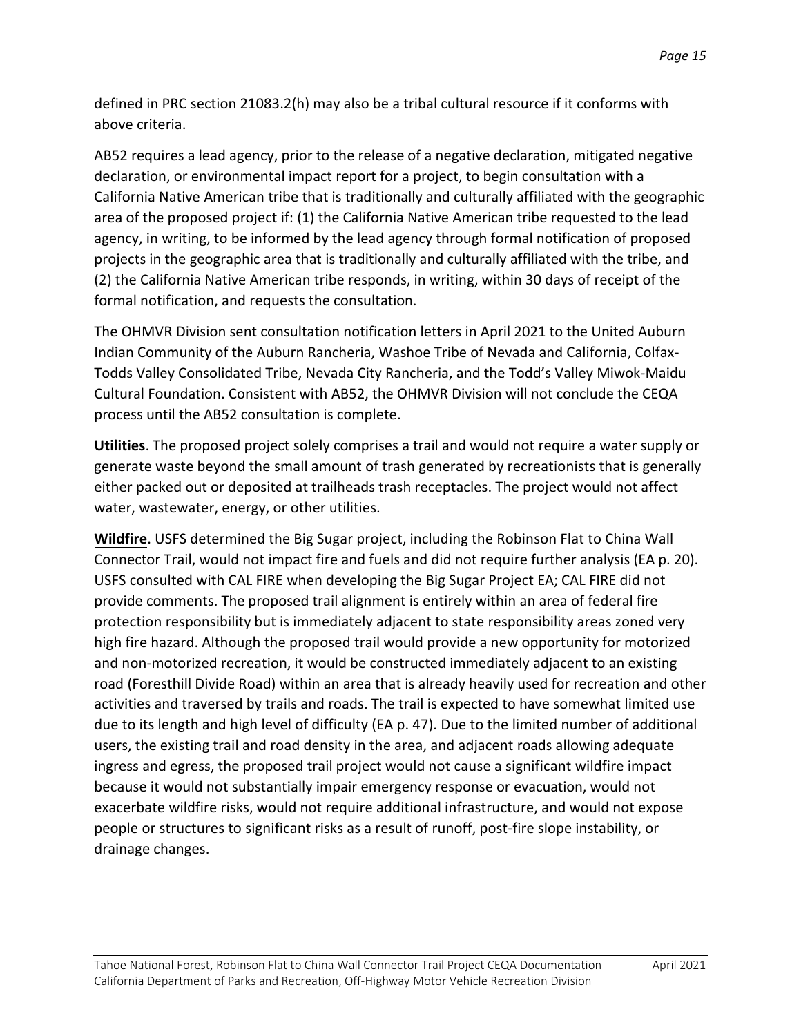defined in PRC section 21083.2(h) may also be a tribal cultural resource if it conforms with above criteria.

AB52 requires a lead agency, prior to the release of a negative declaration, mitigated negative declaration, or environmental impact report for a project, to begin consultation with a California Native American tribe that is traditionally and culturally affiliated with the geographic area of the proposed project if: (1) the California Native American tribe requested to the lead agency, in writing, to be informed by the lead agency through formal notification of proposed projects in the geographic area that is traditionally and culturally affiliated with the tribe, and (2) the California Native American tribe responds, in writing, within 30 days of receipt of the formal notification, and requests the consultation.

The OHMVR Division sent consultation notification letters in April 2021 to the United Auburn Indian Community of the Auburn Rancheria, Washoe Tribe of Nevada and California, Colfax-Todds Valley Consolidated Tribe, Nevada City Rancheria, and the Todd's Valley Miwok-Maidu Cultural Foundation. Consistent with AB52, the OHMVR Division will not conclude the CEQA process until the AB52 consultation is complete.

**Utilities**. The proposed project solely comprises a trail and would not require a water supply or generate waste beyond the small amount of trash generated by recreationists that is generally either packed out or deposited at trailheads trash receptacles. The project would not affect water, wastewater, energy, or other utilities.

**Wildfire**. USFS determined the Big Sugar project, including the Robinson Flat to China Wall Connector Trail, would not impact fire and fuels and did not require further analysis (EA p. 20). USFS consulted with CAL FIRE when developing the Big Sugar Project EA; CAL FIRE did not provide comments. The proposed trail alignment is entirely within an area of federal fire protection responsibility but is immediately adjacent to state responsibility areas zoned very high fire hazard. Although the proposed trail would provide a new opportunity for motorized and non-motorized recreation, it would be constructed immediately adjacent to an existing road (Foresthill Divide Road) within an area that is already heavily used for recreation and other activities and traversed by trails and roads. The trail is expected to have somewhat limited use due to its length and high level of difficulty (EA p. 47). Due to the limited number of additional users, the existing trail and road density in the area, and adjacent roads allowing adequate ingress and egress, the proposed trail project would not cause a significant wildfire impact because it would not substantially impair emergency response or evacuation, would not exacerbate wildfire risks, would not require additional infrastructure, and would not expose people or structures to significant risks as a result of runoff, post-fire slope instability, or drainage changes.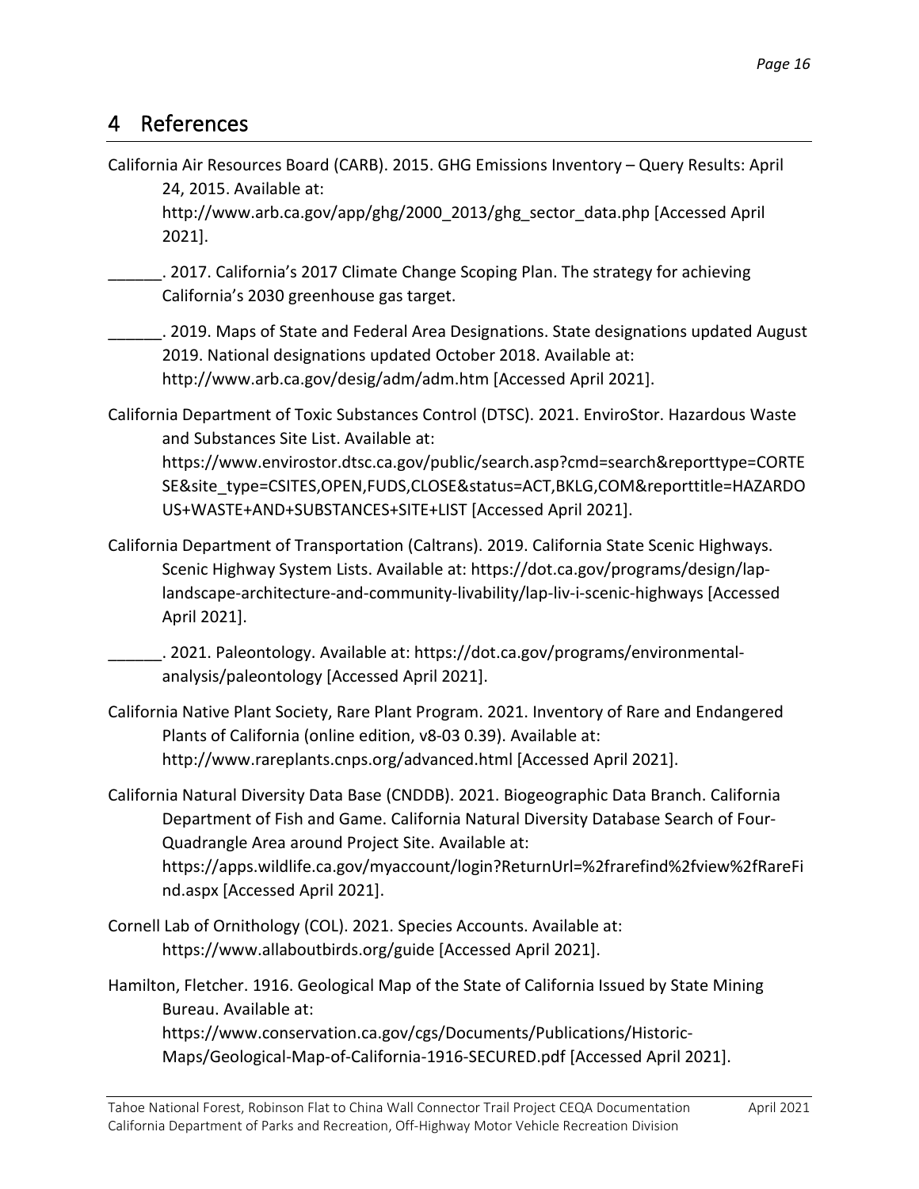# 4 References

California Air Resources Board (CARB). 2015. GHG Emissions Inventory – Query Results: April 24, 2015. Available at: http://www.arb.ca.gov/app/ghg/2000_2013/ghg_sector_data.php [Accessed April 2021].

______. 2017. California's 2017 Climate Change Scoping Plan. The strategy for achieving California's 2030 greenhouse gas target.

______. 2019. Maps of State and Federal Area Designations. State designations updated August 2019. National designations updated October 2018. Available at: http://www.arb.ca.gov/desig/adm/adm.htm [Accessed April 2021].

California Department of Toxic Substances Control (DTSC). 2021. EnviroStor. Hazardous Waste and Substances Site List. Available at: https://www.envirostor.dtsc.ca.gov/public/search.asp?cmd=search&reporttype=CORTESE&site_type=CSITES,OPEN,FUDS,CLOSE&status=ACT,BKLG,COM&reporttitle=HAZARDOUS+WASTE+AND+SUBSTANCES+SITE+LIST [Accessed April 2021].

California Department of Transportation (Caltrans). 2019. California State Scenic Highways. Scenic Highway System Lists. Available at: https://dot.ca.gov/programs/design/lap-landscape-architecture-and-community-livability/lap-liv-i-scenic-highways [Accessed April 2021].

______. 2021. Paleontology. Available at: https://dot.ca.gov/programs/environmental-analysis/paleontology [Accessed April 2021].

California Native Plant Society, Rare Plant Program. 2021. Inventory of Rare and Endangered Plants of California (online edition, v8-03 0.39). Available at: http://www.rareplants.cnps.org/advanced.html [Accessed April 2021].

California Natural Diversity Data Base (CNDDB). 2021. Biogeographic Data Branch. California Department of Fish and Game. California Natural Diversity Database Search of Four-Quadrangle Area around Project Site. Available at: https://apps.wildlife.ca.gov/myaccount/login?ReturnUrl=%2frarefind%2fview%2fRareFind.aspx [Accessed April 2021].

Cornell Lab of Ornithology (COL). 2021. Species Accounts. Available at: https://www.allaboutbirds.org/guide [Accessed April 2021].

Hamilton, Fletcher. 1916. Geological Map of the State of California Issued by State Mining Bureau. Available at: https://www.conservation.ca.gov/cgs/Documents/Publications/Historic-Maps/Geological-Map-of-California-1916-SECURED.pdf [Accessed April 2021].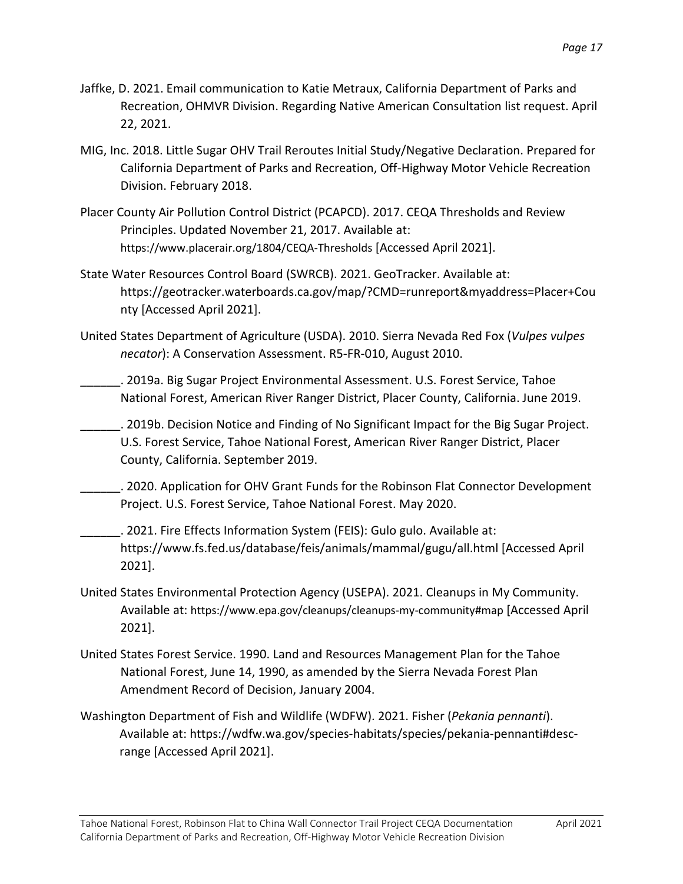Jaffke, D. 2021. Email communication to Katie Metraux, California Department of Parks and Recreation, OHMVR Division. Regarding Native American Consultation list request. April 22, 2021.

MIG, Inc. 2018. Little Sugar OHV Trail Reroutes Initial Study/Negative Declaration. Prepared for California Department of Parks and Recreation, Off-Highway Motor Vehicle Recreation Division. February 2018.

Placer County Air Pollution Control District (PCAPCD). 2017. CEQA Thresholds and Review Principles. Updated November 21, 2017. Available at: https://www.placerair.org/1804/CEQA-Thresholds [Accessed April 2021].

State Water Resources Control Board (SWRCB). 2021. GeoTracker. Available at: https://geotracker.waterboards.ca.gov/map/?CMD=runreport&myaddress=Placer+County [Accessed April 2021].

United States Department of Agriculture (USDA). 2010. Sierra Nevada Red Fox (*Vulpes vulpes necator*): A Conservation Assessment. R5-FR-010, August 2010.

______. 2019a. Big Sugar Project Environmental Assessment. U.S. Forest Service, Tahoe National Forest, American River Ranger District, Placer County, California. June 2019.

______. 2019b. Decision Notice and Finding of No Significant Impact for the Big Sugar Project. U.S. Forest Service, Tahoe National Forest, American River Ranger District, Placer County, California. September 2019.

______. 2020. Application for OHV Grant Funds for the Robinson Flat Connector Development Project. U.S. Forest Service, Tahoe National Forest. May 2020.

______. 2021. Fire Effects Information System (FEIS): Gulo gulo. Available at: https://www.fs.fed.us/database/feis/animals/mammal/gugu/all.html [Accessed April 2021].

United States Environmental Protection Agency (USEPA). 2021. Cleanups in My Community. Available at: https://www.epa.gov/cleanups/cleanups-my-community#map [Accessed April 2021].

United States Forest Service. 1990. Land and Resources Management Plan for the Tahoe National Forest, June 14, 1990, as amended by the Sierra Nevada Forest Plan Amendment Record of Decision, January 2004.

Washington Department of Fish and Wildlife (WDFW). 2021. Fisher (*Pekania pennanti*). Available at: https://wdfw.wa.gov/species-habitats/species/pekania-pennanti#desc-range [Accessed April 2021].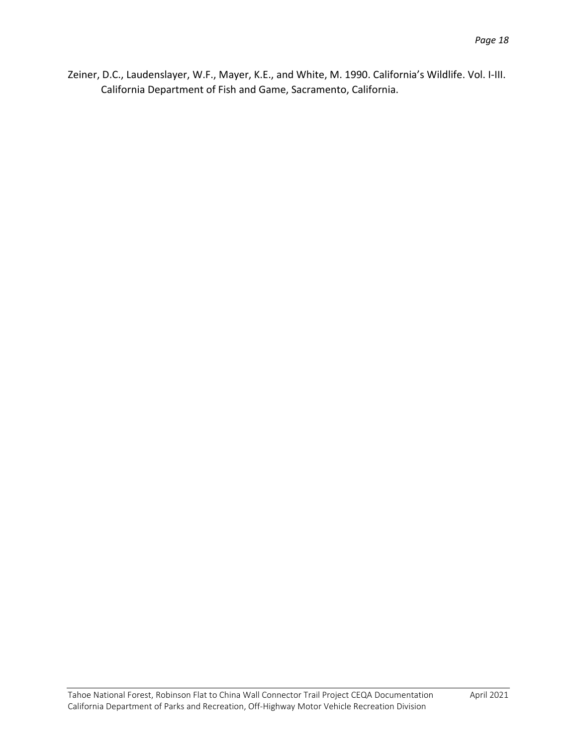Zeiner, D.C., Laudenslayer, W.F., Mayer, K.E., and White, M. 1990. California's Wildlife. Vol. I-III. California Department of Fish and Game, Sacramento, California.